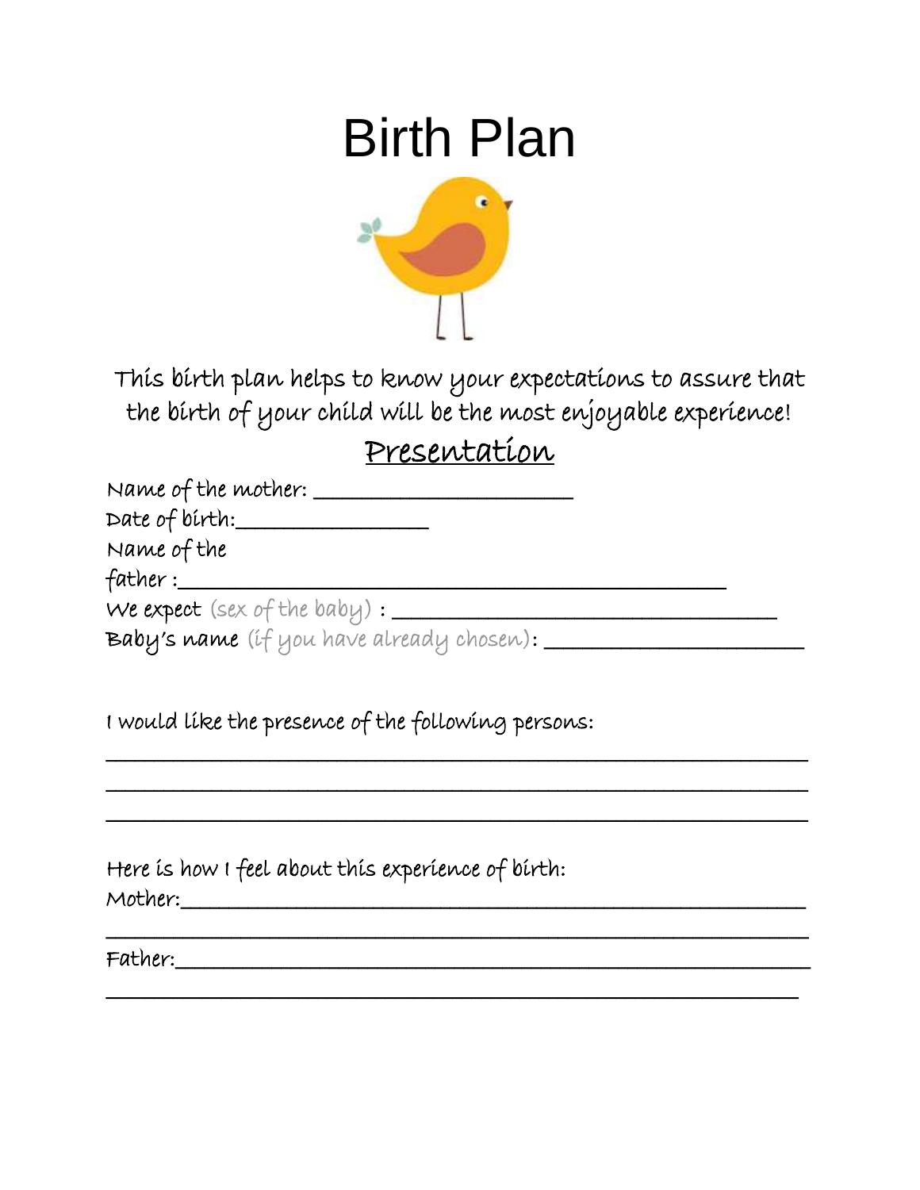# Birth Plan

This birth plan helps to know your expectations to assure that the birth of your child will be the most enjoyable experience!

## Presentation

Name of the mother: ______________________

Date of birth:________________

Name of the father :_______________________________________________

We expect (sex of the baby) : _________________________________

Baby's name (if you have already chosen): ______________________

I would like the presence of the following persons:

______________________________________________________________

______________________________________________________________

______________________________________________________________

Here is how I feel about this experience of birth:

Mother:_______________________________________________________

______________________________________________________________

Father:_______________________________________________________

______________________________________________________________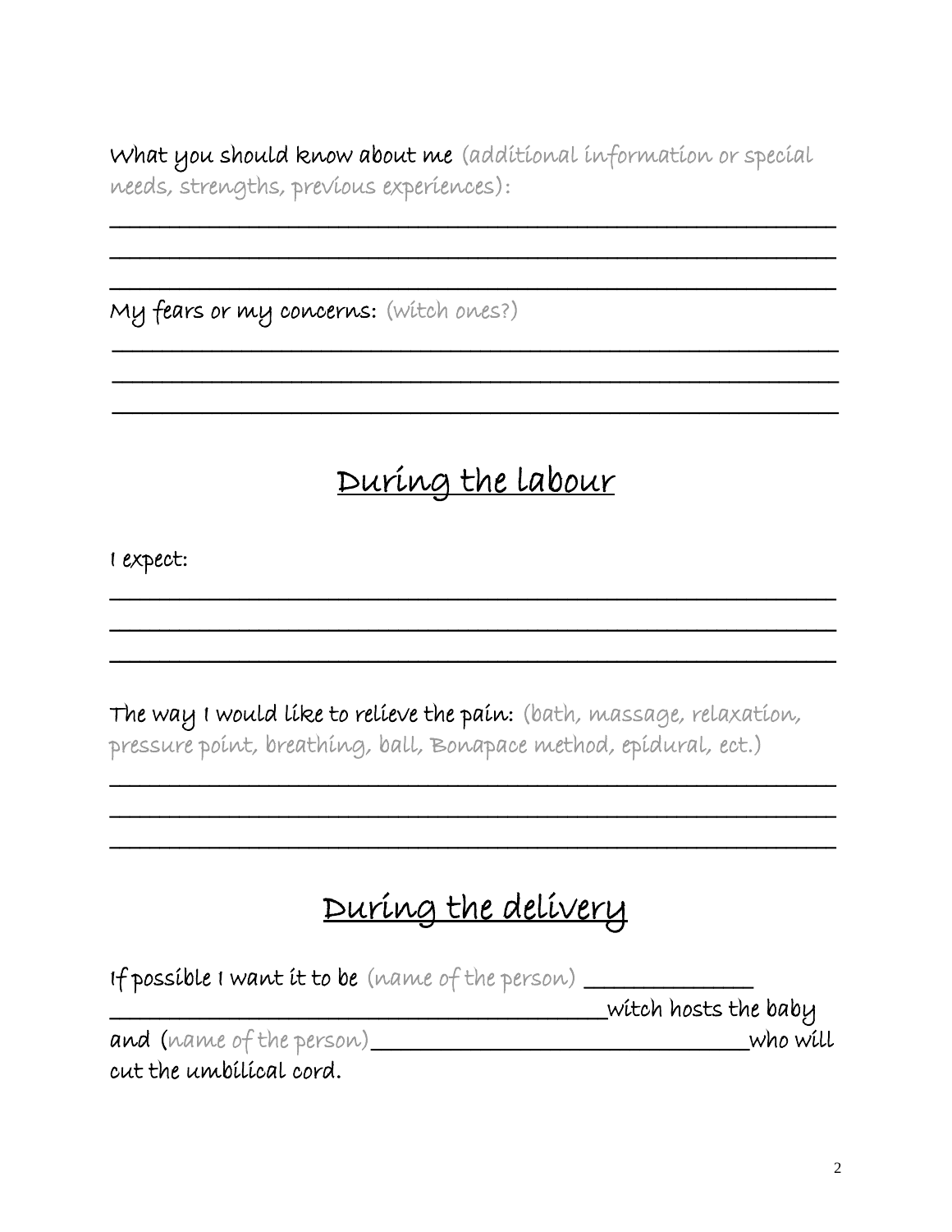**What you should know about me** (additional information or special needs, strengths, previous experiences):

\_\_\_\_\_\_\_\_\_\_\_\_\_\_\_\_\_\_\_\_\_\_\_\_\_\_\_\_\_\_\_\_\_\_\_\_\_\_\_\_\_\_\_\_\_\_\_\_\_\_\_\_\_\_\_\_

\_\_\_\_\_\_\_\_\_\_\_\_\_\_\_\_\_\_\_\_\_\_\_\_\_\_\_\_\_\_\_\_\_\_\_\_\_\_\_\_\_\_\_\_\_\_\_\_\_\_\_\_\_\_\_\_

\_\_\_\_\_\_\_\_\_\_\_\_\_\_\_\_\_\_\_\_\_\_\_\_\_\_\_\_\_\_\_\_\_\_\_\_\_\_\_\_\_\_\_\_\_\_\_\_\_\_\_\_\_\_\_\_

**My fears or my concerns:** (witch ones?)

\_\_\_\_\_\_\_\_\_\_\_\_\_\_\_\_\_\_\_\_\_\_\_\_\_\_\_\_\_\_\_\_\_\_\_\_\_\_\_\_\_\_\_\_\_\_\_\_\_\_\_\_\_\_\_\_

\_\_\_\_\_\_\_\_\_\_\_\_\_\_\_\_\_\_\_\_\_\_\_\_\_\_\_\_\_\_\_\_\_\_\_\_\_\_\_\_\_\_\_\_\_\_\_\_\_\_\_\_\_\_\_\_

\_\_\_\_\_\_\_\_\_\_\_\_\_\_\_\_\_\_\_\_\_\_\_\_\_\_\_\_\_\_\_\_\_\_\_\_\_\_\_\_\_\_\_\_\_\_\_\_\_\_\_\_\_\_\_\_

## During the labour

**I expect:**

\_\_\_\_\_\_\_\_\_\_\_\_\_\_\_\_\_\_\_\_\_\_\_\_\_\_\_\_\_\_\_\_\_\_\_\_\_\_\_\_\_\_\_\_\_\_\_\_\_\_\_\_\_\_\_\_

\_\_\_\_\_\_\_\_\_\_\_\_\_\_\_\_\_\_\_\_\_\_\_\_\_\_\_\_\_\_\_\_\_\_\_\_\_\_\_\_\_\_\_\_\_\_\_\_\_\_\_\_\_\_\_\_

\_\_\_\_\_\_\_\_\_\_\_\_\_\_\_\_\_\_\_\_\_\_\_\_\_\_\_\_\_\_\_\_\_\_\_\_\_\_\_\_\_\_\_\_\_\_\_\_\_\_\_\_\_\_\_\_

**The way I would like to relieve the pain:** (bath, massage, relaxation, pressure point, breathing, ball, Bonapace method, epidural, ect.)

\_\_\_\_\_\_\_\_\_\_\_\_\_\_\_\_\_\_\_\_\_\_\_\_\_\_\_\_\_\_\_\_\_\_\_\_\_\_\_\_\_\_\_\_\_\_\_\_\_\_\_\_\_\_\_\_

\_\_\_\_\_\_\_\_\_\_\_\_\_\_\_\_\_\_\_\_\_\_\_\_\_\_\_\_\_\_\_\_\_\_\_\_\_\_\_\_\_\_\_\_\_\_\_\_\_\_\_\_\_\_\_\_

\_\_\_\_\_\_\_\_\_\_\_\_\_\_\_\_\_\_\_\_\_\_\_\_\_\_\_\_\_\_\_\_\_\_\_\_\_\_\_\_\_\_\_\_\_\_\_\_\_\_\_\_\_\_\_\_

## During the delivery

**If possible I want it to be** (name of the person) \_\_\_\_\_\_\_\_\_\_\_\_\_\_\_\_\_\_\_\_\_\_\_\_\_\_\_\_\_\_\_\_\_\_\_\_\_\_\_\_\_\_\_\_\_\_\_\_\_\_ **witch hosts the baby and** (name of the person) \_\_\_\_\_\_\_\_\_\_\_\_\_\_\_\_\_\_\_\_\_\_\_\_\_\_\_\_\_\_ **who will cut the umbilical cord.**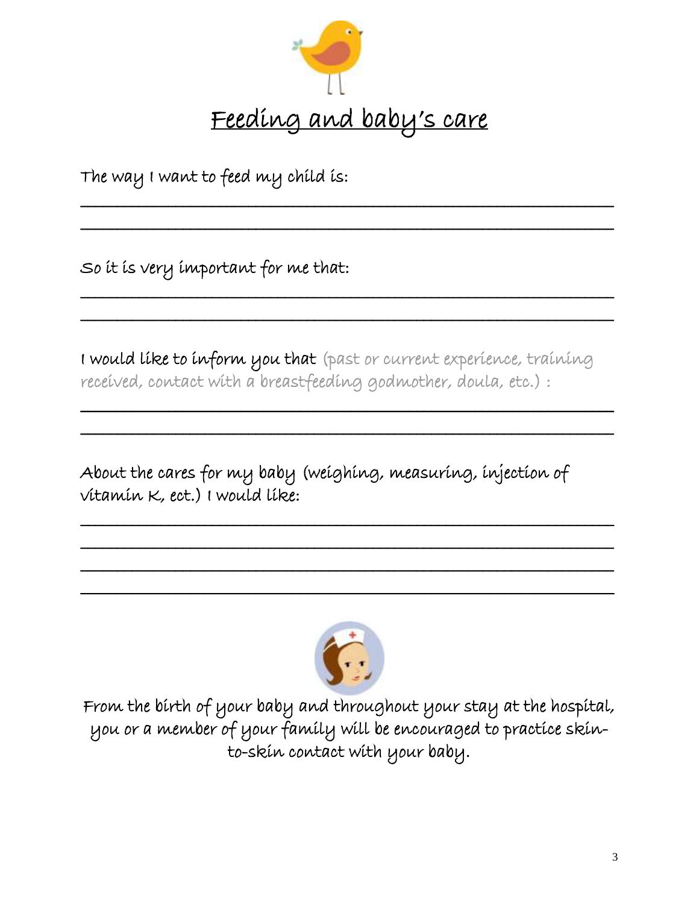# Feeding and baby's care

The way I want to feed my child is:

______________________________________________________________

______________________________________________________________

So it is very important for me that:

______________________________________________________________

______________________________________________________________

I would like to inform you that (past or current experience, training received, contact with a breastfeeding godmother, doula, etc.) :

______________________________________________________________

______________________________________________________________

About the cares for my baby (weighing, measuring, injection of vitamin K, ect.) I would like:

______________________________________________________________

______________________________________________________________

______________________________________________________________

______________________________________________________________

From the birth of your baby and throughout your stay at the hospital, you or a member of your family will be encouraged to practice skin-to-skin contact with your baby.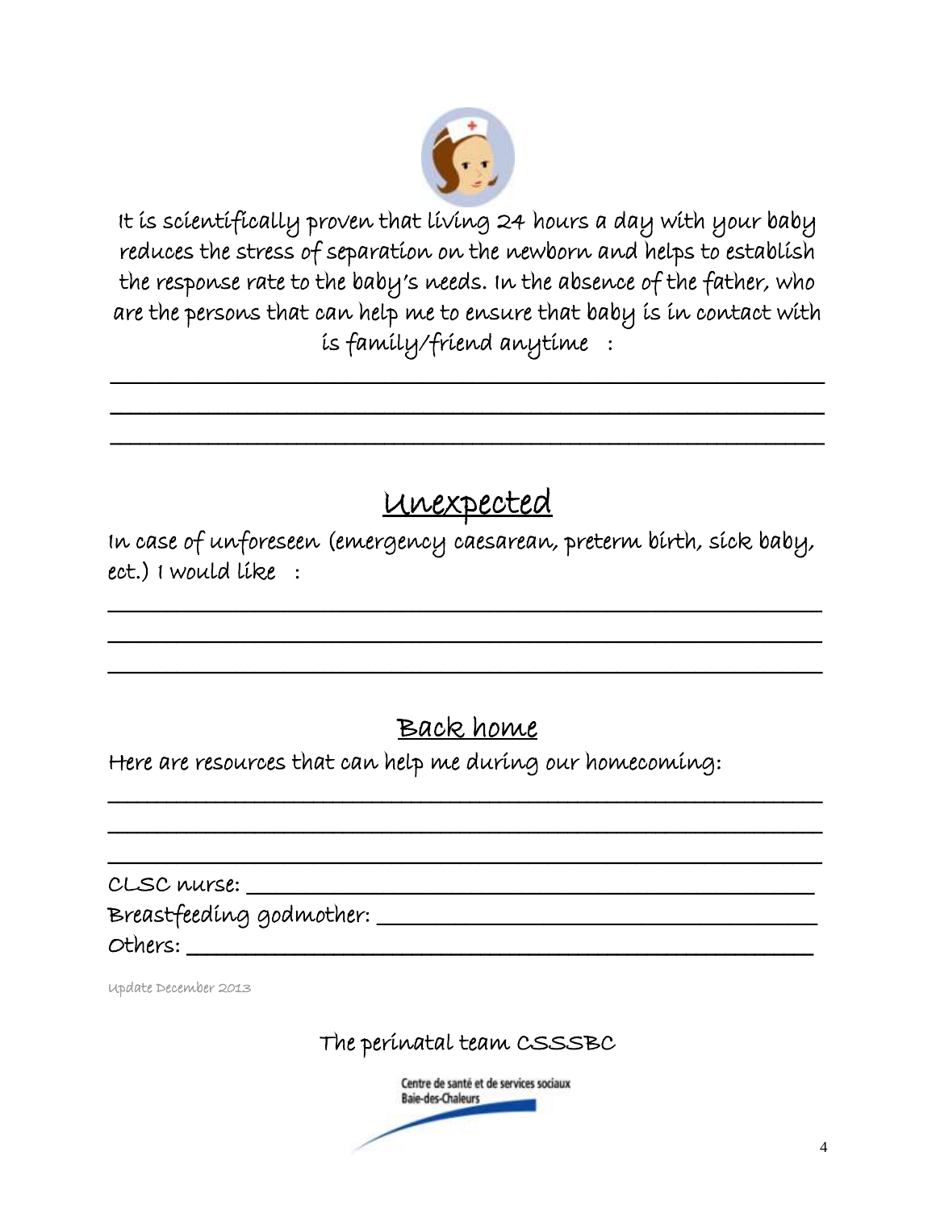It is scientifically proven that living 24 hours a day with your baby reduces the stress of separation on the newborn and helps to establish the response rate to the baby's needs. In the absence of the father, who are the persons that can help me to ensure that baby is in contact with is family/friend anytime :

\_\_\_\_\_\_\_\_\_\_\_\_\_\_\_\_\_\_\_\_\_\_\_\_\_\_\_\_\_\_\_\_\_\_\_\_\_\_\_\_\_\_\_\_\_\_\_\_\_\_\_\_\_\_\_\_\_\_\_\_

\_\_\_\_\_\_\_\_\_\_\_\_\_\_\_\_\_\_\_\_\_\_\_\_\_\_\_\_\_\_\_\_\_\_\_\_\_\_\_\_\_\_\_\_\_\_\_\_\_\_\_\_\_\_\_\_\_\_\_\_

\_\_\_\_\_\_\_\_\_\_\_\_\_\_\_\_\_\_\_\_\_\_\_\_\_\_\_\_\_\_\_\_\_\_\_\_\_\_\_\_\_\_\_\_\_\_\_\_\_\_\_\_\_\_\_\_\_\_\_\_

## Unexpected

In case of unforeseen (emergency caesarean, preterm birth, sick baby, ect.) I would like :

\_\_\_\_\_\_\_\_\_\_\_\_\_\_\_\_\_\_\_\_\_\_\_\_\_\_\_\_\_\_\_\_\_\_\_\_\_\_\_\_\_\_\_\_\_\_\_\_\_\_\_\_\_\_\_\_\_\_\_\_

\_\_\_\_\_\_\_\_\_\_\_\_\_\_\_\_\_\_\_\_\_\_\_\_\_\_\_\_\_\_\_\_\_\_\_\_\_\_\_\_\_\_\_\_\_\_\_\_\_\_\_\_\_\_\_\_\_\_\_\_

\_\_\_\_\_\_\_\_\_\_\_\_\_\_\_\_\_\_\_\_\_\_\_\_\_\_\_\_\_\_\_\_\_\_\_\_\_\_\_\_\_\_\_\_\_\_\_\_\_\_\_\_\_\_\_\_\_\_\_\_

## Back home

Here are resources that can help me during our homecoming:

\_\_\_\_\_\_\_\_\_\_\_\_\_\_\_\_\_\_\_\_\_\_\_\_\_\_\_\_\_\_\_\_\_\_\_\_\_\_\_\_\_\_\_\_\_\_\_\_\_\_\_\_\_\_\_\_\_\_\_\_

\_\_\_\_\_\_\_\_\_\_\_\_\_\_\_\_\_\_\_\_\_\_\_\_\_\_\_\_\_\_\_\_\_\_\_\_\_\_\_\_\_\_\_\_\_\_\_\_\_\_\_\_\_\_\_\_\_\_\_\_

\_\_\_\_\_\_\_\_\_\_\_\_\_\_\_\_\_\_\_\_\_\_\_\_\_\_\_\_\_\_\_\_\_\_\_\_\_\_\_\_\_\_\_\_\_\_\_\_\_\_\_\_\_\_\_\_\_\_\_\_

CLSC nurse: \_\_\_\_\_\_\_\_\_\_\_\_\_\_\_\_\_\_\_\_\_\_\_\_\_\_\_\_\_\_\_\_\_\_\_\_\_\_\_\_\_\_\_\_\_\_\_\_

Breastfeeding godmother: \_\_\_\_\_\_\_\_\_\_\_\_\_\_\_\_\_\_\_\_\_\_\_\_\_\_\_\_\_\_\_\_\_\_\_\_

Others: \_\_\_\_\_\_\_\_\_\_\_\_\_\_\_\_\_\_\_\_\_\_\_\_\_\_\_\_\_\_\_\_\_\_\_\_\_\_\_\_\_\_\_\_\_\_\_\_\_\_\_\_

Update December 2013

The perinatal team CSSSBC

Centre de santé et de services sociaux Baie-des-Chaleurs